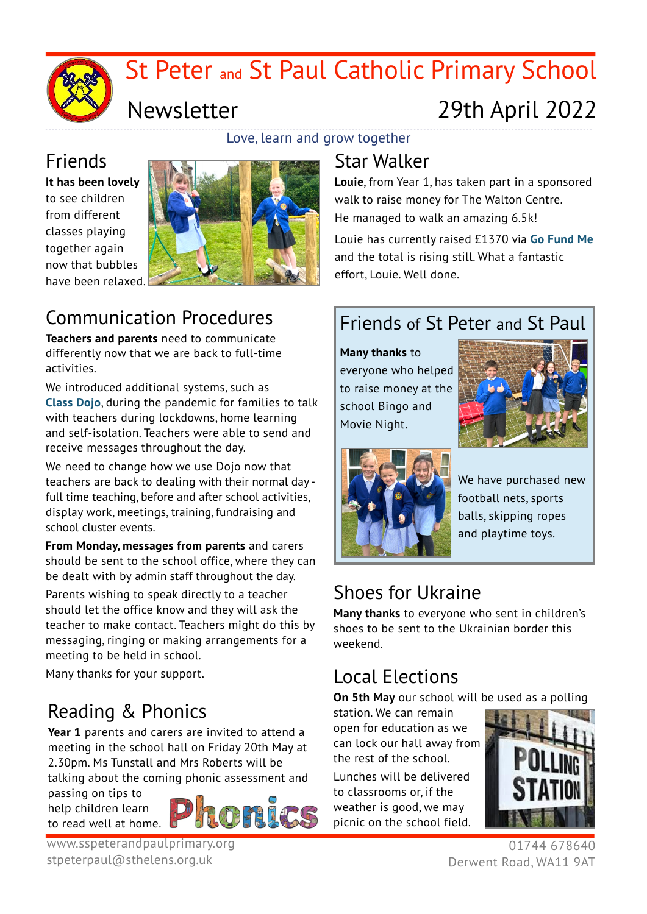# St Peter and St Paul Catholic Primary School

## Newsletter

29th April 2022

Love, learn and grow together

## Friends

**It has been lovely** to see children from different classes playing together again now that bubbles have been relaxed.

## Communication Procedures

**Teachers and parents** need to communicate differently now that we are back to full-time activities.

We introduced additional systems, such as **Class Dojo**, during the pandemic for families to talk with teachers during lockdowns, home learning and self-isolation. Teachers were able to send and receive messages throughout the day.

We need to change how we use Dojo now that teachers are back to dealing with their normal day - full time teaching, before and after school activities, display work, meetings, training, fundraising and school cluster events.

**From Monday, messages from parents** and carers should be sent to the school office, where they can be dealt with by admin staff throughout the day.

Parents wishing to speak directly to a teacher should let the office know and they will ask the teacher to make contact. Teachers might do this by messaging, ringing or making arrangements for a meeting to be held in school.

Many thanks for your support.

## Reading & Phonics

**Year 1** parents and carers are invited to attend a meeting in the school hall on Friday 20th May at 2.30pm. Ms Tunstall and Mrs Roberts will be talking about the coming phonic assessment and passing on tips to help children learn to read well at home.

## Star Walker

**Louie**, from Year 1, has taken part in a sponsored walk to raise money for The Walton Centre. He managed to walk an amazing 6.5k!

Louie has currently raised £1370 via **Go Fund Me** and the total is rising still. What a fantastic effort, Louie. Well done.

## Friends of St Peter and St Paul

**Many thanks** to everyone who helped to raise money at the school Bingo and Movie Night.

We have purchased new football nets, sports balls, skipping ropes and playtime toys.

## Shoes for Ukraine

**Many thanks** to everyone who sent in children's shoes to be sent to the Ukrainian border this weekend.

## Local Elections

**On 5th May** our school will be used as a polling station. We can remain open for education as we can lock our hall away from the rest of the school.

Lunches will be delivered to classrooms or, if the weather is good, we may picnic on the school field.

www.sspeterandpaulprimary.org
stpeterpaul@sthelens.org.uk

01744 678640
Derwent Road, WA11 9AT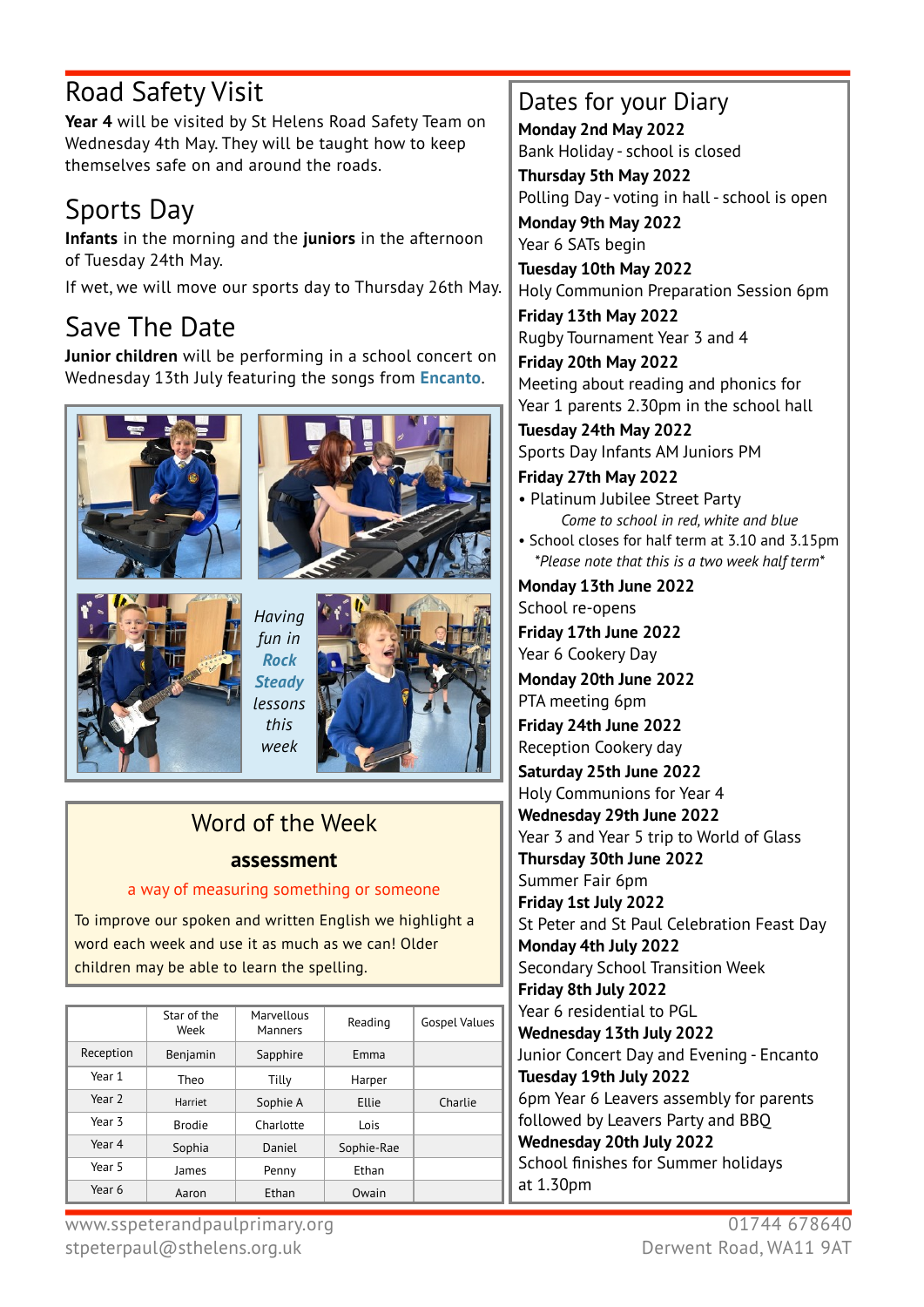## Road Safety Visit

**Year 4** will be visited by St Helens Road Safety Team on Wednesday 4th May. They will be taught how to keep themselves safe on and around the roads.

## Sports Day

**Infants** in the morning and the **juniors** in the afternoon of Tuesday 24th May.

If wet, we will move our sports day to Thursday 26th May.

## Save The Date

**Junior children** will be performing in a school concert on Wednesday 13th July featuring the songs from **Encanto**.

*Having fun in **Rock Steady** lessons this week*

## Word of the Week

### assessment

a way of measuring something or someone

To improve our spoken and written English we highlight a word each week and use it as much as we can! Older children may be able to learn the spelling.

| | Star of the Week | Marvellous Manners | Reading | Gospel Values |
|---|---|---|---|---|
| Reception | Benjamin | Sapphire | Emma | |
| Year 1 | Theo | Tilly | Harper | |
| Year 2 | Harriet | Sophie A | Ellie | Charlie |
| Year 3 | Brodie | Charlotte | Lois | |
| Year 4 | Sophia | Daniel | Sophie-Rae | |
| Year 5 | James | Penny | Ethan | |
| Year 6 | Aaron | Ethan | Owain | |

## Dates for your Diary

**Monday 2nd May 2022**
Bank Holiday - school is closed

**Thursday 5th May 2022**
Polling Day - voting in hall - school is open

**Monday 9th May 2022**
Year 6 SATs begin

**Tuesday 10th May 2022**
Holy Communion Preparation Session 6pm

**Friday 13th May 2022**
Rugby Tournament Year 3 and 4

**Friday 20th May 2022**
Meeting about reading and phonics for Year 1 parents 2.30pm in the school hall

**Tuesday 24th May 2022**
Sports Day Infants AM Juniors PM

**Friday 27th May 2022**
- Platinum Jubilee Street Party
  *Come to school in red, white and blue*
- School closes for half term at 3.10 and 3.15pm
  *\*Please note that this is a two week half term\**

**Monday 13th June 2022**
School re-opens

**Friday 17th June 2022**
Year 6 Cookery Day

**Monday 20th June 2022**
PTA meeting 6pm

**Friday 24th June 2022**
Reception Cookery day

**Saturday 25th June 2022**
Holy Communions for Year 4

**Wednesday 29th June 2022**
Year 3 and Year 5 trip to World of Glass

**Thursday 30th June 2022**
Summer Fair 6pm

**Friday 1st July 2022**
St Peter and St Paul Celebration Feast Day

**Monday 4th July 2022**
Secondary School Transition Week

**Friday 8th July 2022**
Year 6 residential to PGL

**Wednesday 13th July 2022**
Junior Concert Day and Evening - Encanto

**Tuesday 19th July 2022**
6pm Year 6 Leavers assembly for parents followed by Leavers Party and BBQ

**Wednesday 20th July 2022**
School finishes for Summer holidays at 1.30pm

www.sspeterandpaulprimary.org
stpeterpaul@sthelens.org.uk
01744 678640
Derwent Road, WA11 9AT